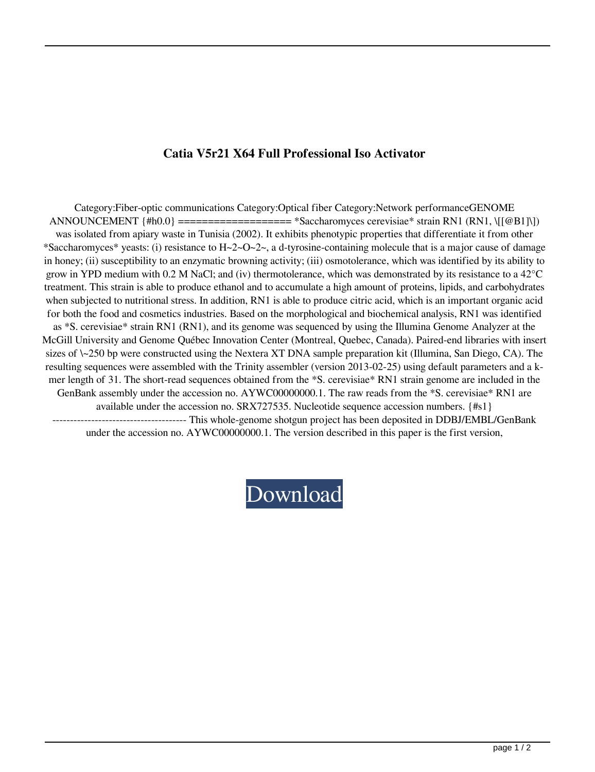# Catia V5r21 X64 Full Professional Iso Activator

Category:Fiber-optic communications Category:Optical fiber Category:Network performanceGENOME ANNOUNCEMENT {#h0.0} =================== *Saccharomyces cerevisiae* strain RN1 (RN1, \[[@B1]\]) was isolated from apiary waste in Tunisia (2002). It exhibits phenotypic properties that differentiate it from other *Saccharomyces* yeasts: (i) resistance to $H_2O_2$, a d-tyrosine-containing molecule that is a major cause of damage in honey; (ii) susceptibility to an enzymatic browning activity; (iii) osmotolerance, which was identified by its ability to grow in YPD medium with 0.2 M NaCl; and (iv) thermotolerance, which was demonstrated by its resistance to a 42°C treatment. This strain is able to produce ethanol and to accumulate a high amount of proteins, lipids, and carbohydrates when subjected to nutritional stress. In addition, RN1 is able to produce citric acid, which is an important organic acid for both the food and cosmetics industries. Based on the morphological and biochemical analysis, RN1 was identified as *S. cerevisiae* strain RN1 (RN1), and its genome was sequenced by using the Illumina Genome Analyzer at the McGill University and Genome Québec Innovation Center (Montreal, Quebec, Canada). Paired-end libraries with insert sizes of \~250 bp were constructed using the Nextera XT DNA sample preparation kit (Illumina, San Diego, CA). The resulting sequences were assembled with the Trinity assembler (version 2013-02-25) using default parameters and a k-mer length of 31. The short-read sequences obtained from the *S. cerevisiae* RN1 strain genome are included in the GenBank assembly under the accession no. AYWC00000000.1. The raw reads from the *S. cerevisiae* RN1 are available under the accession no. SRX727535. Nucleotide sequence accession numbers. {#s1} ------------------------------------- This whole-genome shotgun project has been deposited in DDBJ/EMBL/GenBank under the accession no. AYWC00000000.1. The version described in this paper is the first version,

Download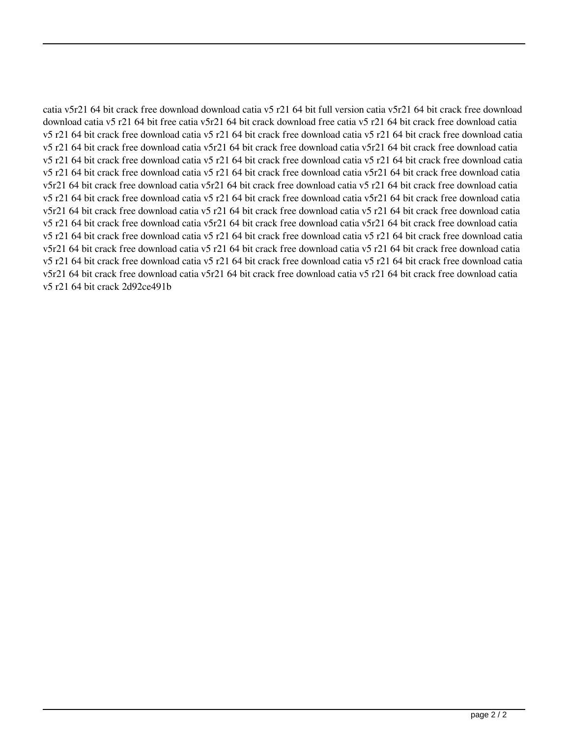catia v5r21 64 bit crack free download download catia v5 r21 64 bit full version catia v5r21 64 bit crack free download download catia v5 r21 64 bit free catia v5r21 64 bit crack download free catia v5 r21 64 bit crack free download catia v5 r21 64 bit crack free download catia v5 r21 64 bit crack free download catia v5 r21 64 bit crack free download catia v5 r21 64 bit crack free download catia v5r21 64 bit crack free download catia v5r21 64 bit crack free download catia v5 r21 64 bit crack free download catia v5 r21 64 bit crack free download catia v5 r21 64 bit crack free download catia v5 r21 64 bit crack free download catia v5 r21 64 bit crack free download catia v5r21 64 bit crack free download catia v5r21 64 bit crack free download catia v5r21 64 bit crack free download catia v5 r21 64 bit crack free download catia v5 r21 64 bit crack free download catia v5 r21 64 bit crack free download catia v5r21 64 bit crack free download catia v5r21 64 bit crack free download catia v5 r21 64 bit crack free download catia v5 r21 64 bit crack free download catia v5 r21 64 bit crack free download catia v5r21 64 bit crack free download catia v5r21 64 bit crack free download catia v5 r21 64 bit crack free download catia v5 r21 64 bit crack free download catia v5 r21 64 bit crack free download catia v5r21 64 bit crack free download catia v5 r21 64 bit crack free download catia v5 r21 64 bit crack free download catia v5 r21 64 bit crack free download catia v5 r21 64 bit crack free download catia v5 r21 64 bit crack free download catia v5r21 64 bit crack free download catia v5r21 64 bit crack free download catia v5 r21 64 bit crack free download catia v5 r21 64 bit crack 2d92ce491b